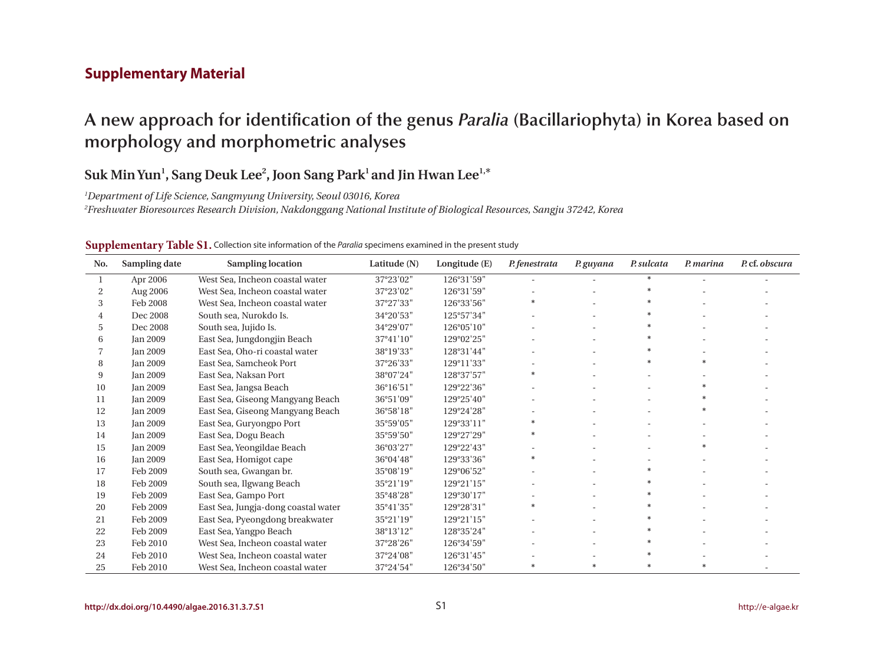## Supplementary Material

# A new approach for identification of the genus *Paralia* (Bacillariophyta) in Korea based on morphology and morphometric analyses

**Suk Min Yun[1], Sang Deuk Lee[2], Joon Sang Park[1] and Jin Hwan Lee[1,*]**

[1]*Department of Life Science, Sangmyung University, Seoul 03016, Korea*

[2]*Freshwater Bioresources Research Division, Nakdonggang National Institute of Biological Resources, Sangju 37242, Korea*

**Supplementary Table S1.** Collection site information of the *Paralia* specimens examined in the present study

| No. | Sampling date | Sampling location | Latitude (N) | Longitude (E) | *P. fenestrata* | *P. guyana* | *P. sulcata* | *P. marina* | *P.* cf. *obscura* |
|---|---|---|---|---|---|---|---|---|---|
| 1 | Apr 2006 | West Sea, Incheon coastal water | 37°23'02" | 126°31'59" | - | - | * | - | - |
| 2 | Aug 2006 | West Sea, Incheon coastal water | 37°23'02" | 126°31'59" | - | - | * | - | - |
| 3 | Feb 2008 | West Sea, Incheon coastal water | 37°27'33" | 126°33'56" | * | - | * | - | - |
| 4 | Dec 2008 | South sea, Nurokdo Is. | 34°20'53" | 125°57'34" | - | - | * | - | - |
| 5 | Dec 2008 | South sea, Jujido Is. | 34°29'07" | 126°05'10" | - | - | * | - | - |
| 6 | Jan 2009 | East Sea, Jungdongjin Beach | 37°41'10" | 129°02'25" | - | - | * | - | - |
| 7 | Jan 2009 | East Sea, Oho-ri coastal water | 38°19'33" | 128°31'44" | - | - | * | - | - |
| 8 | Jan 2009 | East Sea, Samcheok Port | 37°26'33" | 129°11'33" | - | - | * | * | - |
| 9 | Jan 2009 | East Sea, Naksan Port | 38°07'24" | 128°37'57" | * | - | - | - | - |
| 10 | Jan 2009 | East Sea, Jangsa Beach | 36°16'51" | 129°22'36" | - | - | - | * | - |
| 11 | Jan 2009 | East Sea, Giseong Mangyang Beach | 36°51'09" | 129°25'40" | - | - | - | * | - |
| 12 | Jan 2009 | East Sea, Giseong Mangyang Beach | 36°58'18" | 129°24'28" | - | - | - | * | - |
| 13 | Jan 2009 | East Sea, Guryongpo Port | 35°59'05" | 129°33'11" | * | - | - | - | - |
| 14 | Jan 2009 | East Sea, Dogu Beach | 35°59'50" | 129°27'29" | * | - | - | - | - |
| 15 | Jan 2009 | East Sea, Yeongildae Beach | 36°03'27" | 129°22'43" | - | - | - | * | - |
| 16 | Jan 2009 | East Sea, Homigot cape | 36°04'48" | 129°33'36" | * | - | - | - | - |
| 17 | Feb 2009 | South sea, Gwangan br. | 35°08'19" | 129°06'52" | - | - | * | - | - |
| 18 | Feb 2009 | South sea, Ilgwang Beach | 35°21'19" | 129°21'15" | - | - | * | - | - |
| 19 | Feb 2009 | East Sea, Gampo Port | 35°48'28" | 129°30'17" | - | - | * | - | - |
| 20 | Feb 2009 | East Sea, Jungja-dong coastal water | 35°41'35" | 129°28'31" | * | - | * | - | - |
| 21 | Feb 2009 | East Sea, Pyeongdong breakwater | 35°21'19" | 129°21'15" | - | - | * | - | - |
| 22 | Feb 2009 | East Sea, Yangpo Beach | 38°13'12" | 128°35'24" | - | - | * | - | - |
| 23 | Feb 2010 | West Sea, Incheon coastal water | 37°28'26" | 126°34'59" | - | - | * | - | - |
| 24 | Feb 2010 | West Sea, Incheon coastal water | 37°24'08" | 126°31'45" | - | - | * | - | - |
| 25 | Feb 2010 | West Sea, Incheon coastal water | 37°24'54" | 126°34'50" | * | * | * | * | - |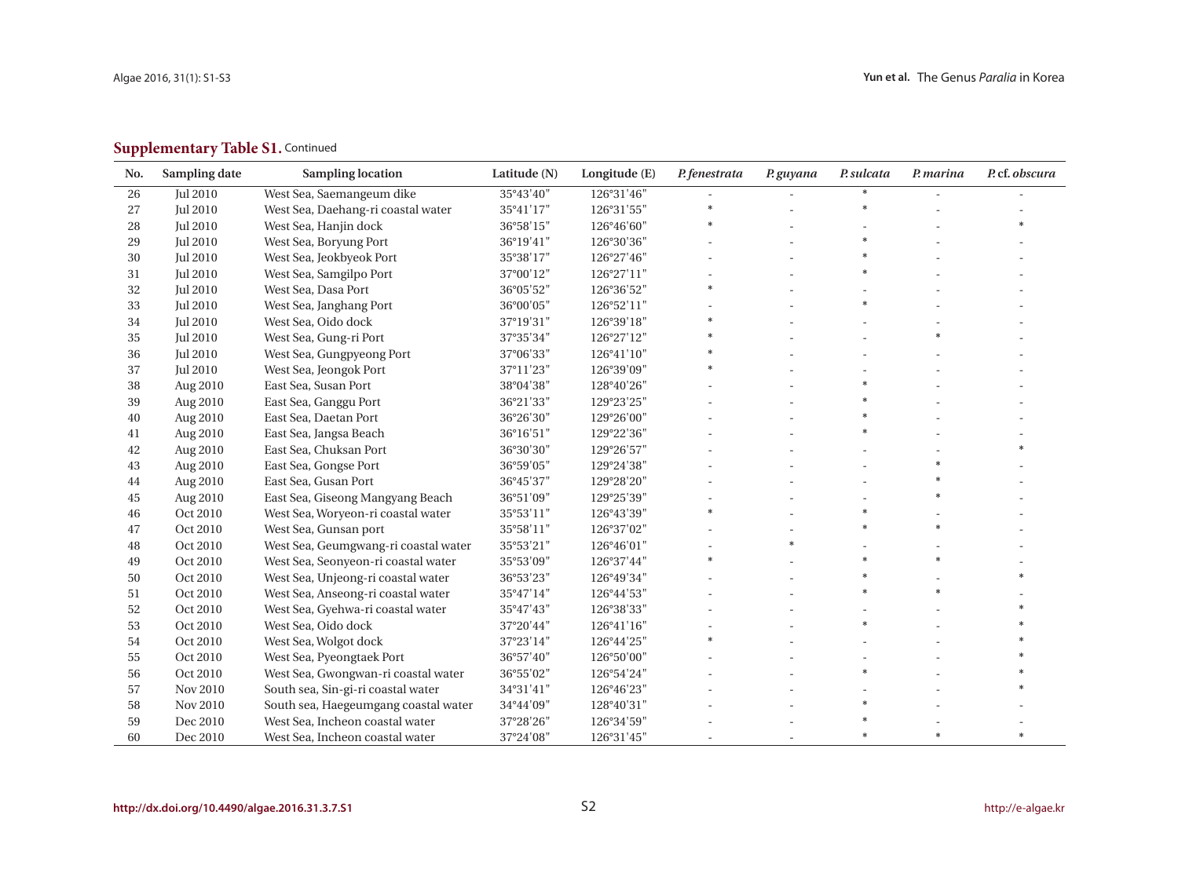**Supplementary Table S1.** Continued

| No. | Sampling date | Sampling location | Latitude (N) | Longitude (E) | *P. fenestrata* | *P. guyana* | *P. sulcata* | *P. marina* | *P.* cf. *obscura* |
|---|---|---|---|---|---|---|---|---|---|
| 26 | Jul 2010 | West Sea, Saemangeum dike | 35°43'40" | 126°31'46" | - | - | * | - | - |
| 27 | Jul 2010 | West Sea, Daehang-ri coastal water | 35°41'17" | 126°31'55" | * | - | * | - | - |
| 28 | Jul 2010 | West Sea, Hanjin dock | 36°58'15" | 126°46'60" | * | - | - | - | * |
| 29 | Jul 2010 | West Sea, Boryung Port | 36°19'41" | 126°30'36" | - | - | * | - | - |
| 30 | Jul 2010 | West Sea, Jeokbyeok Port | 35°38'17" | 126°27'46" | - | - | * | - | - |
| 31 | Jul 2010 | West Sea, Samgilpo Port | 37°00'12" | 126°27'11" | - | - | * | - | - |
| 32 | Jul 2010 | West Sea, Dasa Port | 36°05'52" | 126°36'52" | * | - | - | - | - |
| 33 | Jul 2010 | West Sea, Janghang Port | 36°00'05" | 126°52'11" | - | - | * | - | - |
| 34 | Jul 2010 | West Sea, Oido dock | 37°19'31" | 126°39'18" | * | - | - | - | - |
| 35 | Jul 2010 | West Sea, Gung-ri Port | 37°35'34" | 126°27'12" | * | - | - | * | - |
| 36 | Jul 2010 | West Sea, Gungpyeong Port | 37°06'33" | 126°41'10" | * | - | - | - | - |
| 37 | Jul 2010 | West Sea, Jeongok Port | 37°11'23" | 126°39'09" | * | - | - | - | - |
| 38 | Aug 2010 | East Sea, Susan Port | 38°04'38" | 128°40'26" | - | - | * | - | - |
| 39 | Aug 2010 | East Sea, Ganggu Port | 36°21'33" | 129°23'25" | - | - | * | - | - |
| 40 | Aug 2010 | East Sea, Daetan Port | 36°26'30" | 129°26'00" | - | - | * | - | - |
| 41 | Aug 2010 | East Sea, Jangsa Beach | 36°16'51" | 129°22'36" | - | - | * | - | - |
| 42 | Aug 2010 | East Sea, Chuksan Port | 36°30'30" | 129°26'57" | - | - | - | - | * |
| 43 | Aug 2010 | East Sea, Gongse Port | 36°59'05" | 129°24'38" | - | - | - | * | - |
| 44 | Aug 2010 | East Sea, Gusan Port | 36°45'37" | 129°28'20" | - | - | - | * | - |
| 45 | Aug 2010 | East Sea, Giseong Mangyang Beach | 36°51'09" | 129°25'39" | - | - | - | * | - |
| 46 | Oct 2010 | West Sea, Woryeon-ri coastal water | 35°53'11" | 126°43'39" | * | - | * | - | - |
| 47 | Oct 2010 | West Sea, Gunsan port | 35°58'11" | 126°37'02" | - | - | * | * | - |
| 48 | Oct 2010 | West Sea, Geumgwang-ri coastal water | 35°53'21" | 126°46'01" | - | * | - | - | - |
| 49 | Oct 2010 | West Sea, Seonyeon-ri coastal water | 35°53'09" | 126°37'44" | * | - | * | * | - |
| 50 | Oct 2010 | West Sea, Unjeong-ri coastal water | 36°53'23" | 126°49'34" | - | - | * | - | * |
| 51 | Oct 2010 | West Sea, Anseong-ri coastal water | 35°47'14" | 126°44'53" | - | - | * | * | - |
| 52 | Oct 2010 | West Sea, Gyehwa-ri coastal water | 35°47'43" | 126°38'33" | - | - | - | - | * |
| 53 | Oct 2010 | West Sea, Oido dock | 37°20'44" | 126°41'16" | - | - | * | - | * |
| 54 | Oct 2010 | West Sea, Wolgot dock | 37°23'14" | 126°44'25" | * | - | - | - | * |
| 55 | Oct 2010 | West Sea, Pyeongtaek Port | 36°57'40" | 126°50'00" | - | - | - | - | * |
| 56 | Oct 2010 | West Sea, Gwongwan-ri coastal water | 36°55'02" | 126°54'24" | - | - | * | - | * |
| 57 | Nov 2010 | South sea, Sin-gi-ri coastal water | 34°31'41" | 126°46'23" | - | - | - | - | * |
| 58 | Nov 2010 | South sea, Haegeumgang coastal water | 34°44'09" | 128°40'31" | - | - | * | - | - |
| 59 | Dec 2010 | West Sea, Incheon coastal water | 37°28'26" | 126°34'59" | - | - | * | - | - |
| 60 | Dec 2010 | West Sea, Incheon coastal water | 37°24'08" | 126°31'45" | - | - | * | * | * |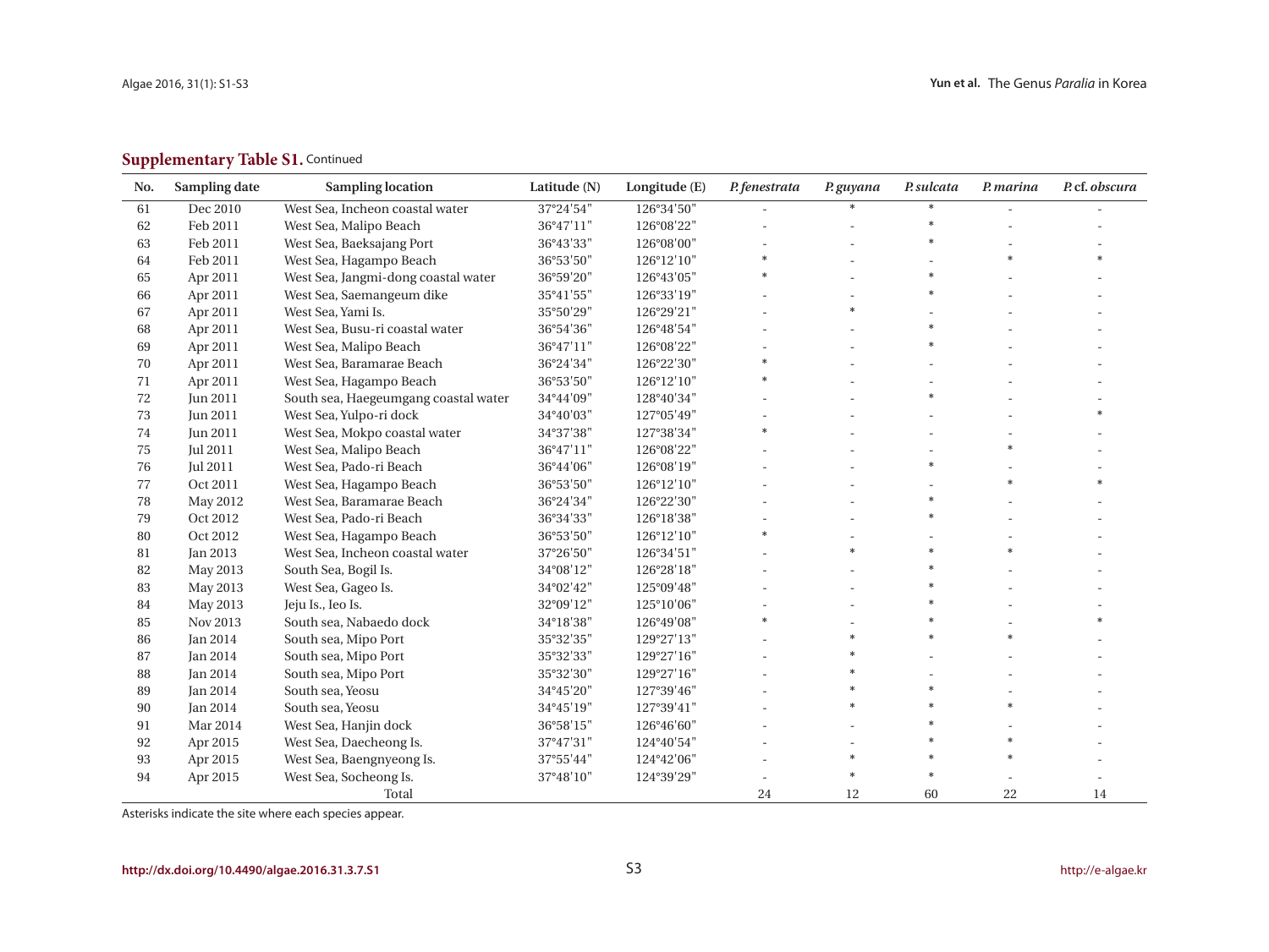**Supplementary Table S1.** Continued

| No. | Sampling date | Sampling location | Latitude (N) | Longitude (E) | *P. fenestrata* | *P. guyana* | *P. sulcata* | *P. marina* | *P.* cf. *obscura* |
|---|---|---|---|---|---|---|---|---|---|
| 61 | Dec 2010 | West Sea, Incheon coastal water | 37°24'54" | 126°34'50" | - | * | * | - | - |
| 62 | Feb 2011 | West Sea, Malipo Beach | 36°47'11" | 126°08'22" | - | - | * | - | - |
| 63 | Feb 2011 | West Sea, Baeksajang Port | 36°43'33" | 126°08'00" | - | - | * | - | - |
| 64 | Feb 2011 | West Sea, Hagampo Beach | 36°53'50" | 126°12'10" | * | - | - | * | * |
| 65 | Apr 2011 | West Sea, Jangmi-dong coastal water | 36°59'20" | 126°43'05" | * | - | * | - | - |
| 66 | Apr 2011 | West Sea, Saemangeum dike | 35°41'55" | 126°33'19" | - | - | * | - | - |
| 67 | Apr 2011 | West Sea, Yami Is. | 35°50'29" | 126°29'21" | - | * | - | - | - |
| 68 | Apr 2011 | West Sea, Busu-ri coastal water | 36°54'36" | 126°48'54" | - | - | * | - | - |
| 69 | Apr 2011 | West Sea, Malipo Beach | 36°47'11" | 126°08'22" | - | - | * | - | - |
| 70 | Apr 2011 | West Sea, Baramarae Beach | 36°24'34" | 126°22'30" | * | - | - | - | - |
| 71 | Apr 2011 | West Sea, Hagampo Beach | 36°53'50" | 126°12'10" | * | - | - | - | - |
| 72 | Jun 2011 | South sea, Haegeumgang coastal water | 34°44'09" | 128°40'34" | - | - | * | - | - |
| 73 | Jun 2011 | West Sea, Yulpo-ri dock | 34°40'03" | 127°05'49" | - | - | - | - | * |
| 74 | Jun 2011 | West Sea, Mokpo coastal water | 34°37'38" | 127°38'34" | * | - | - | - | - |
| 75 | Jul 2011 | West Sea, Malipo Beach | 36°47'11" | 126°08'22" | - | - | - | * | - |
| 76 | Jul 2011 | West Sea, Pado-ri Beach | 36°44'06" | 126°08'19" | - | - | * | - | - |
| 77 | Oct 2011 | West Sea, Hagampo Beach | 36°53'50" | 126°12'10" | - | - | - | * | * |
| 78 | May 2012 | West Sea, Baramarae Beach | 36°24'34" | 126°22'30" | - | - | * | - | - |
| 79 | Oct 2012 | West Sea, Pado-ri Beach | 36°34'33" | 126°18'38" | - | - | * | - | - |
| 80 | Oct 2012 | West Sea, Hagampo Beach | 36°53'50" | 126°12'10" | * | - | - | - | - |
| 81 | Jan 2013 | West Sea, Incheon coastal water | 37°26'50" | 126°34'51" | - | * | * | * | - |
| 82 | May 2013 | South Sea, Bogil Is. | 34°08'12" | 126°28'18" | - | - | * | - | - |
| 83 | May 2013 | West Sea, Gageo Is. | 34°02'42" | 125°09'48" | - | - | * | - | - |
| 84 | May 2013 | Jeju Is., Ieo Is. | 32°09'12" | 125°10'06" | - | - | * | - | - |
| 85 | Nov 2013 | South sea, Nabaedo dock | 34°18'38" | 126°49'08" | * | - | * | - | * |
| 86 | Jan 2014 | South sea, Mipo Port | 35°32'35" | 129°27'13" | - | * | * | * | - |
| 87 | Jan 2014 | South sea, Mipo Port | 35°32'33" | 129°27'16" | - | * | - | - | - |
| 88 | Jan 2014 | South sea, Mipo Port | 35°32'30" | 129°27'16" | - | * | - | - | - |
| 89 | Jan 2014 | South sea, Yeosu | 34°45'20" | 127°39'46" | - | * | * | - | - |
| 90 | Jan 2014 | South sea, Yeosu | 34°45'19" | 127°39'41" | - | * | * | * | - |
| 91 | Mar 2014 | West Sea, Hanjin dock | 36°58'15" | 126°46'60" | - | - | * | - | - |
| 92 | Apr 2015 | West Sea, Daecheong Is. | 37°47'31" | 124°40'54" | - | - | * | * | - |
| 93 | Apr 2015 | West Sea, Baengnyeong Is. | 37°55'44" | 124°42'06" | - | * | * | * | - |
| 94 | Apr 2015 | West Sea, Socheong Is. | 37°48'10" | 124°39'29" | - | * | * | - | - |
| | | Total | | | 24 | 12 | 60 | 22 | 14 |

Asterisks indicate the site where each species appear.